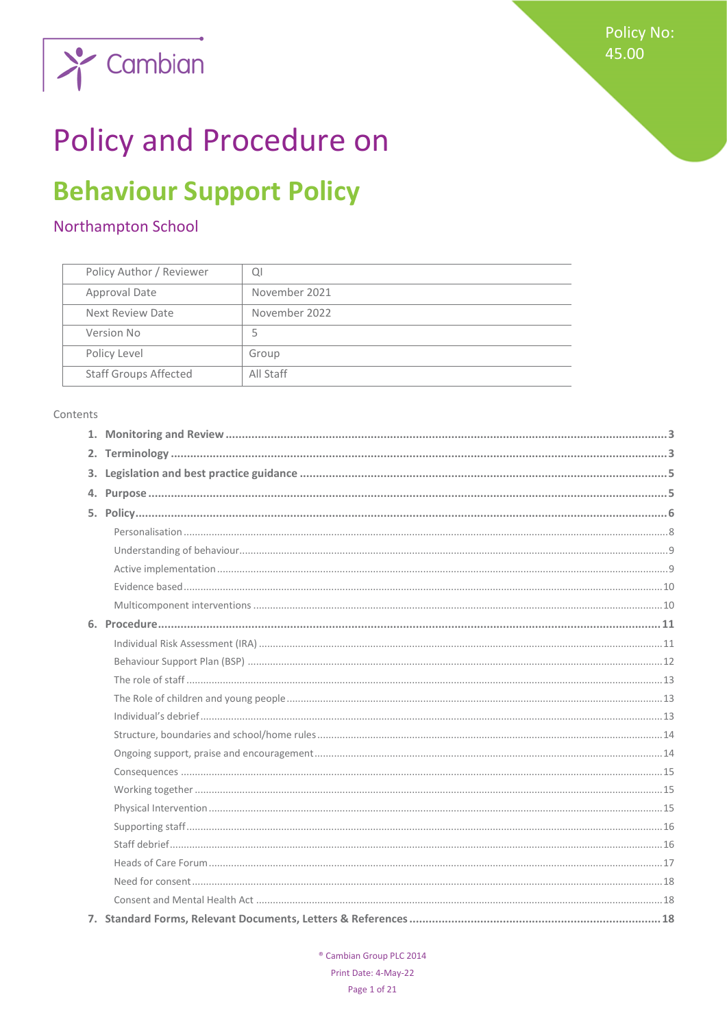Cambian

Policy No: 45.00

# Policy and Procedure on

# Behaviour Support Policy

## Northampton School

| Policy Author / Reviewer | QI |
|---|---|
| Approval Date | November 2021 |
| Next Review Date | November 2022 |
| Version No | 5 |
| Policy Level | Group |
| Staff Groups Affected | All Staff |

Contents

1. **Monitoring and Review** ..... 3
2. **Terminology** ..... 3
3. **Legislation and best practice guidance** ..... 5
4. **Purpose** ..... 5
5. **Policy** ..... 6
   - Personalisation ..... 8
   - Understanding of behaviour ..... 9
   - Active implementation ..... 9
   - Evidence based ..... 10
   - Multicomponent interventions ..... 10
6. **Procedure** ..... 11
   - Individual Risk Assessment (IRA) ..... 11
   - Behaviour Support Plan (BSP) ..... 12
   - The role of staff ..... 13
   - The Role of children and young people ..... 13
   - Individual's debrief ..... 13
   - Structure, boundaries and school/home rules ..... 14
   - Ongoing support, praise and encouragement ..... 14
   - Consequences ..... 15
   - Working together ..... 15
   - Physical Intervention ..... 15
   - Supporting staff ..... 16
   - Staff debrief ..... 16
   - Heads of Care Forum ..... 17
   - Need for consent ..... 18
   - Consent and Mental Health Act ..... 18
7. **Standard Forms, Relevant Documents, Letters & References** ..... 18

® Cambian Group PLC 2014

Print Date: 4-May-22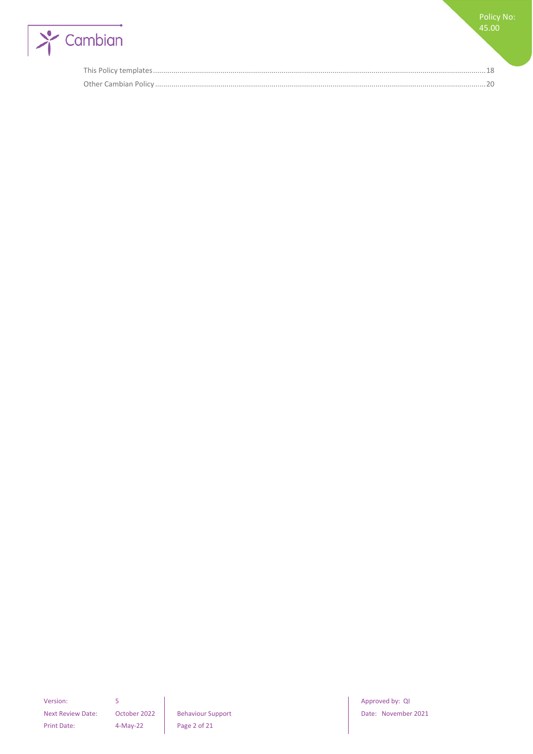This Policy templates....................................................................................................................................................................18

Other Cambian Policy ....................................................................................................................................................................20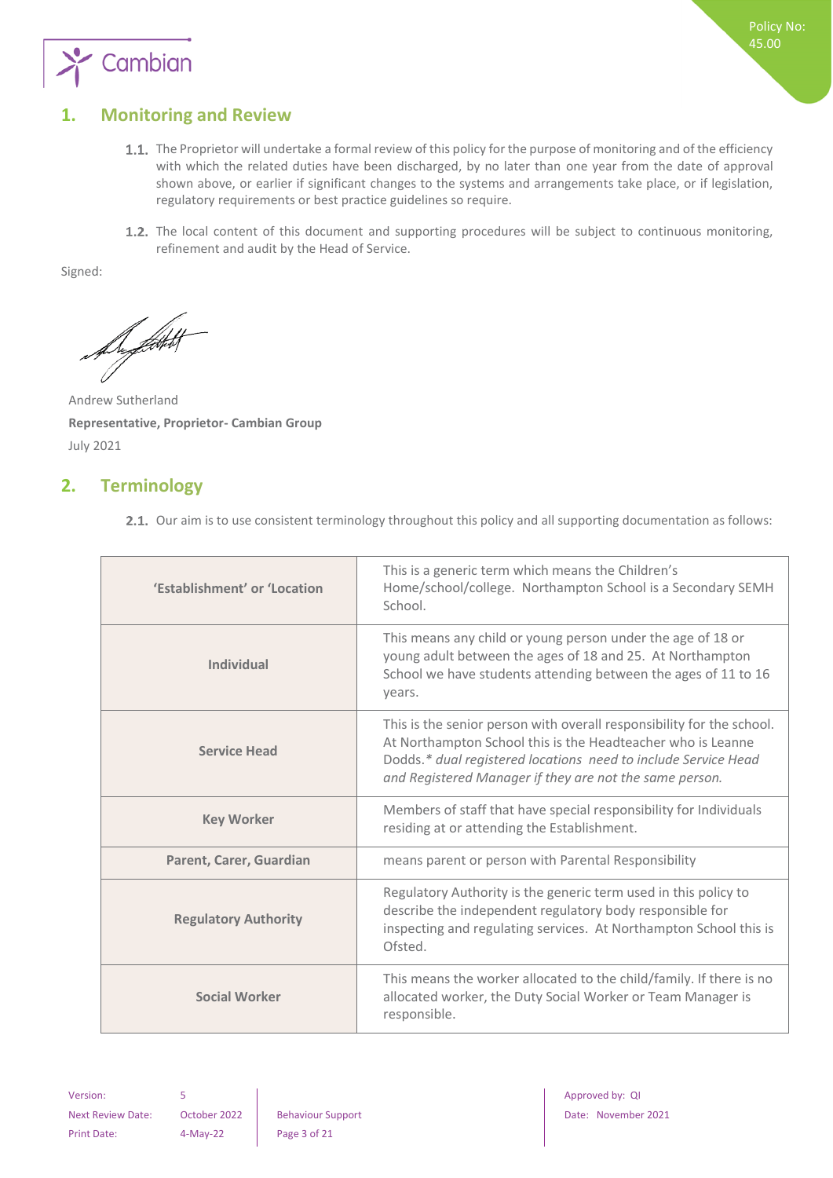## 1. Monitoring and Review

1.1. The Proprietor will undertake a formal review of this policy for the purpose of monitoring and of the efficiency with which the related duties have been discharged, by no later than one year from the date of approval shown above, or earlier if significant changes to the systems and arrangements take place, or if legislation, regulatory requirements or best practice guidelines so require.

1.2. The local content of this document and supporting procedures will be subject to continuous monitoring, refinement and audit by the Head of Service.

Signed:

Andrew Sutherland
**Representative, Proprietor- Cambian Group**
July 2021

## 2. Terminology

2.1. Our aim is to use consistent terminology throughout this policy and all supporting documentation as follows:

| | |
|---|---|
| **'Establishment' or 'Location** | This is a generic term which means the Children's Home/school/college. Northampton School is a Secondary SEMH School. |
| **Individual** | This means any child or young person under the age of 18 or young adult between the ages of 18 and 25. At Northampton School we have students attending between the ages of 11 to 16 years. |
| **Service Head** | This is the senior person with overall responsibility for the school. At Northampton School this is the Headteacher who is Leanne Dodds.* *dual registered locations need to include Service Head and Registered Manager if they are not the same person.* |
| **Key Worker** | Members of staff that have special responsibility for Individuals residing at or attending the Establishment. |
| **Parent, Carer, Guardian** | means parent or person with Parental Responsibility |
| **Regulatory Authority** | Regulatory Authority is the generic term used in this policy to describe the independent regulatory body responsible for inspecting and regulating services. At Northampton School this is Ofsted. |
| **Social Worker** | This means the worker allocated to the child/family. If there is no allocated worker, the Duty Social Worker or Team Manager is responsible. |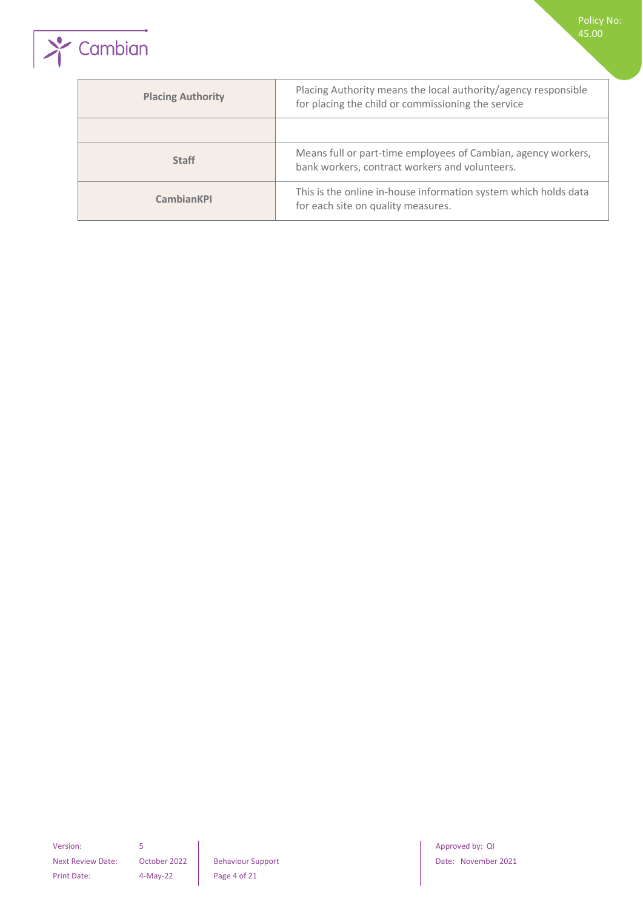| | |
|---|---|
| **Placing Authority** | Placing Authority means the local authority/agency responsible for placing the child or commissioning the service |
| | |
| **Staff** | Means full or part-time employees of Cambian, agency workers, bank workers, contract workers and volunteers. |
| **CambianKPI** | This is the online in-house information system which holds data for each site on quality measures. |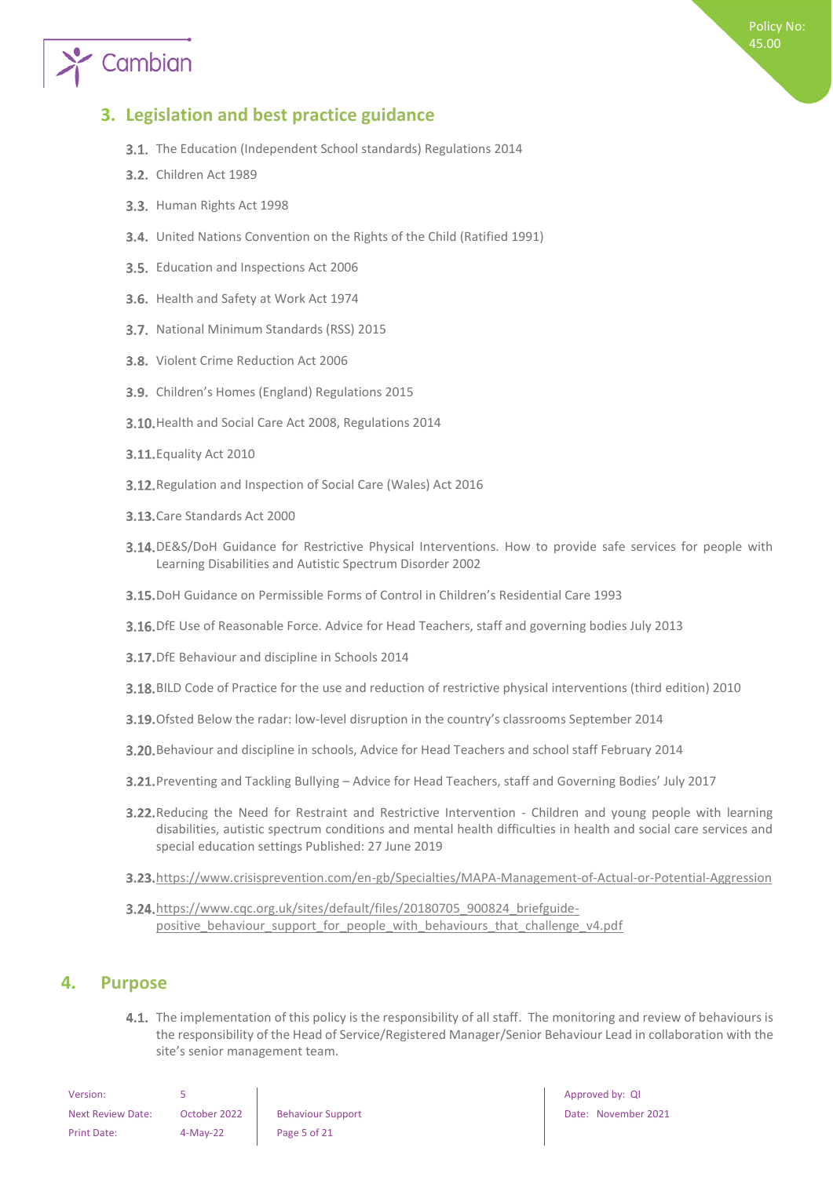## 3. Legislation and best practice guidance

- 3.1. The Education (Independent School standards) Regulations 2014
- 3.2. Children Act 1989
- 3.3. Human Rights Act 1998
- 3.4. United Nations Convention on the Rights of the Child (Ratified 1991)
- 3.5. Education and Inspections Act 2006
- 3.6. Health and Safety at Work Act 1974
- 3.7. National Minimum Standards (RSS) 2015
- 3.8. Violent Crime Reduction Act 2006
- 3.9. Children's Homes (England) Regulations 2015
- 3.10. Health and Social Care Act 2008, Regulations 2014
- 3.11. Equality Act 2010
- 3.12. Regulation and Inspection of Social Care (Wales) Act 2016
- 3.13. Care Standards Act 2000
- 3.14. DE&S/DoH Guidance for Restrictive Physical Interventions. How to provide safe services for people with Learning Disabilities and Autistic Spectrum Disorder 2002
- 3.15. DoH Guidance on Permissible Forms of Control in Children's Residential Care 1993
- 3.16. DfE Use of Reasonable Force. Advice for Head Teachers, staff and governing bodies July 2013
- 3.17. DfE Behaviour and discipline in Schools 2014
- 3.18. BILD Code of Practice for the use and reduction of restrictive physical interventions (third edition) 2010
- 3.19. Ofsted Below the radar: low-level disruption in the country's classrooms September 2014
- 3.20. Behaviour and discipline in schools, Advice for Head Teachers and school staff February 2014
- 3.21. Preventing and Tackling Bullying – Advice for Head Teachers, staff and Governing Bodies' July 2017
- 3.22. Reducing the Need for Restraint and Restrictive Intervention - Children and young people with learning disabilities, autistic spectrum conditions and mental health difficulties in health and social care services and special education settings Published: 27 June 2019
- 3.23. https://www.crisisprevention.com/en-gb/Specialties/MAPA-Management-of-Actual-or-Potential-Aggression
- 3.24. https://www.cqc.org.uk/sites/default/files/20180705_900824_briefguide-positive_behaviour_support_for_people_with_behaviours_that_challenge_v4.pdf

## 4. Purpose

- 4.1. The implementation of this policy is the responsibility of all staff. The monitoring and review of behaviours is the responsibility of the Head of Service/Registered Manager/Senior Behaviour Lead in collaboration with the site's senior management team.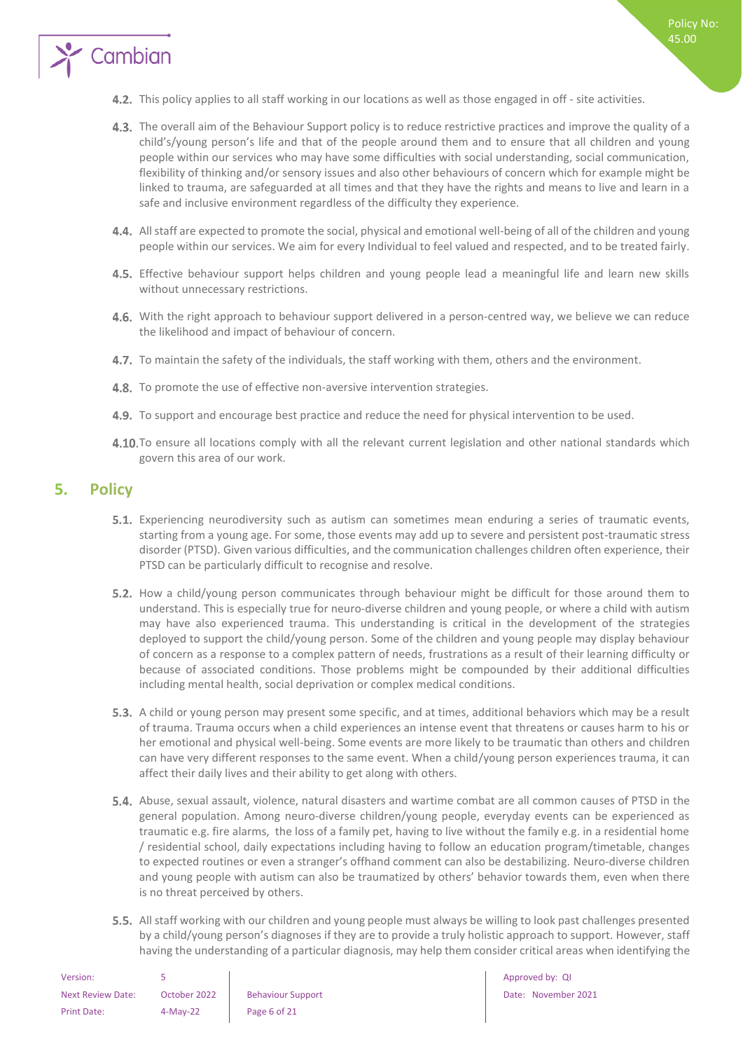4.2. This policy applies to all staff working in our locations as well as those engaged in off - site activities.

4.3. The overall aim of the Behaviour Support policy is to reduce restrictive practices and improve the quality of a child's/young person's life and that of the people around them and to ensure that all children and young people within our services who may have some difficulties with social understanding, social communication, flexibility of thinking and/or sensory issues and also other behaviours of concern which for example might be linked to trauma, are safeguarded at all times and that they have the rights and means to live and learn in a safe and inclusive environment regardless of the difficulty they experience.

4.4. All staff are expected to promote the social, physical and emotional well-being of all of the children and young people within our services. We aim for every Individual to feel valued and respected, and to be treated fairly.

4.5. Effective behaviour support helps children and young people lead a meaningful life and learn new skills without unnecessary restrictions.

4.6. With the right approach to behaviour support delivered in a person-centred way, we believe we can reduce the likelihood and impact of behaviour of concern.

4.7. To maintain the safety of the individuals, the staff working with them, others and the environment.

4.8. To promote the use of effective non-aversive intervention strategies.

4.9. To support and encourage best practice and reduce the need for physical intervention to be used.

4.10. To ensure all locations comply with all the relevant current legislation and other national standards which govern this area of our work.

## 5. Policy

5.1. Experiencing neurodiversity such as autism can sometimes mean enduring a series of traumatic events, starting from a young age. For some, those events may add up to severe and persistent post-traumatic stress disorder (PTSD). Given various difficulties, and the communication challenges children often experience, their PTSD can be particularly difficult to recognise and resolve.

5.2. How a child/young person communicates through behaviour might be difficult for those around them to understand. This is especially true for neuro-diverse children and young people, or where a child with autism may have also experienced trauma. This understanding is critical in the development of the strategies deployed to support the child/young person. Some of the children and young people may display behaviour of concern as a response to a complex pattern of needs, frustrations as a result of their learning difficulty or because of associated conditions. Those problems might be compounded by their additional difficulties including mental health, social deprivation or complex medical conditions.

5.3. A child or young person may present some specific, and at times, additional behaviors which may be a result of trauma. Trauma occurs when a child experiences an intense event that threatens or causes harm to his or her emotional and physical well-being. Some events are more likely to be traumatic than others and children can have very different responses to the same event. When a child/young person experiences trauma, it can affect their daily lives and their ability to get along with others.

5.4. Abuse, sexual assault, violence, natural disasters and wartime combat are all common causes of PTSD in the general population. Among neuro-diverse children/young people, everyday events can be experienced as traumatic e.g. fire alarms, the loss of a family pet, having to live without the family e.g. in a residential home / residential school, daily expectations including having to follow an education program/timetable, changes to expected routines or even a stranger's offhand comment can also be destabilizing. Neuro-diverse children and young people with autism can also be traumatized by others' behavior towards them, even when there is no threat perceived by others.

5.5. All staff working with our children and young people must always be willing to look past challenges presented by a child/young person's diagnoses if they are to provide a truly holistic approach to support. However, staff having the understanding of a particular diagnosis, may help them consider critical areas when identifying the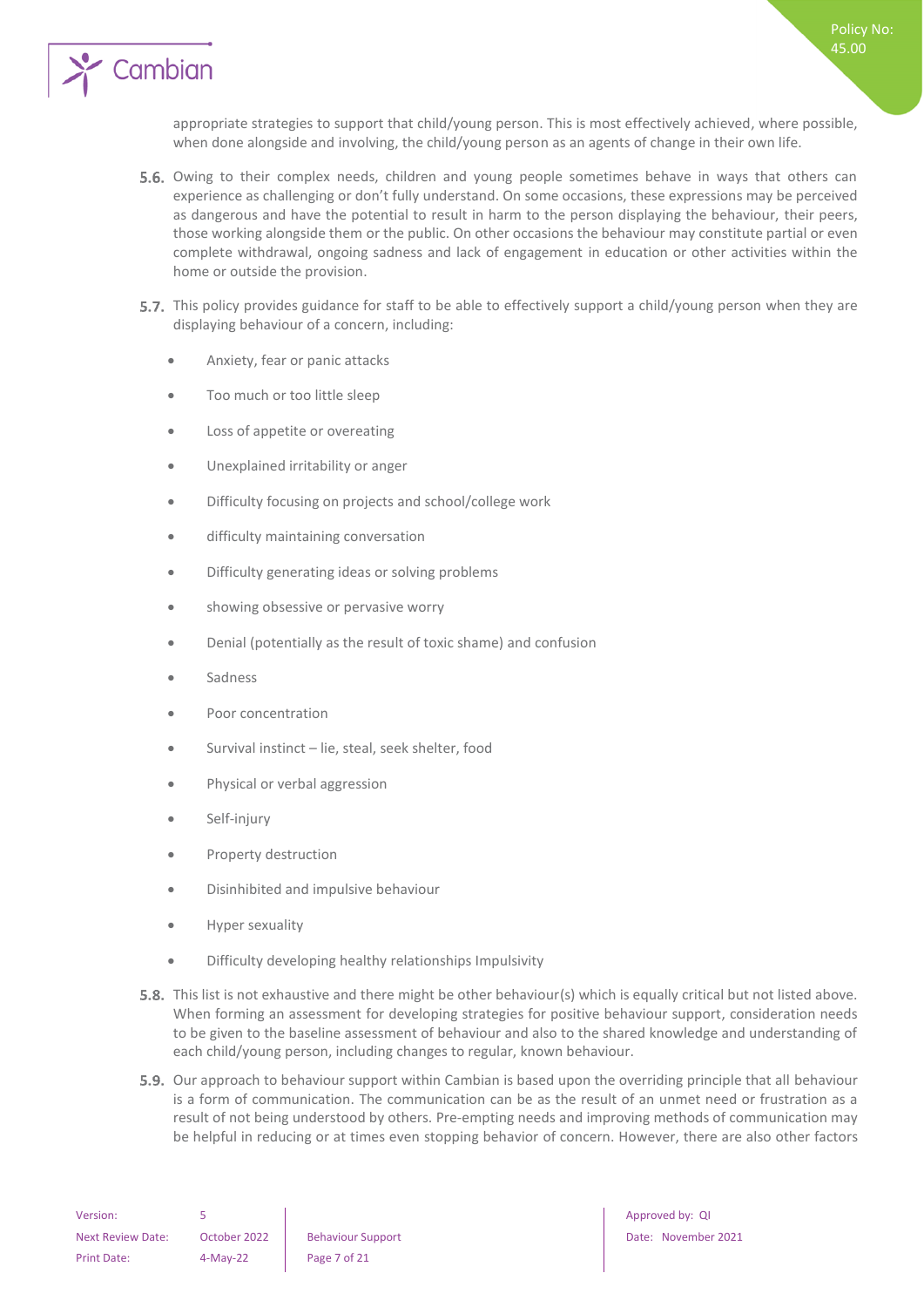appropriate strategies to support that child/young person. This is most effectively achieved, where possible, when done alongside and involving, the child/young person as an agents of change in their own life.

**5.6.** Owing to their complex needs, children and young people sometimes behave in ways that others can experience as challenging or don't fully understand. On some occasions, these expressions may be perceived as dangerous and have the potential to result in harm to the person displaying the behaviour, their peers, those working alongside them or the public. On other occasions the behaviour may constitute partial or even complete withdrawal, ongoing sadness and lack of engagement in education or other activities within the home or outside the provision.

**5.7.** This policy provides guidance for staff to be able to effectively support a child/young person when they are displaying behaviour of a concern, including:

- Anxiety, fear or panic attacks
- Too much or too little sleep
- Loss of appetite or overeating
- Unexplained irritability or anger
- Difficulty focusing on projects and school/college work
- difficulty maintaining conversation
- Difficulty generating ideas or solving problems
- showing obsessive or pervasive worry
- Denial (potentially as the result of toxic shame) and confusion
- Sadness
- Poor concentration
- Survival instinct – lie, steal, seek shelter, food
- Physical or verbal aggression
- Self-injury
- Property destruction
- Disinhibited and impulsive behaviour
- Hyper sexuality
- Difficulty developing healthy relationships Impulsivity

**5.8.** This list is not exhaustive and there might be other behaviour(s) which is equally critical but not listed above. When forming an assessment for developing strategies for positive behaviour support, consideration needs to be given to the baseline assessment of behaviour and also to the shared knowledge and understanding of each child/young person, including changes to regular, known behaviour.

**5.9.** Our approach to behaviour support within Cambian is based upon the overriding principle that all behaviour is a form of communication. The communication can be as the result of an unmet need or frustration as a result of not being understood by others. Pre-empting needs and improving methods of communication may be helpful in reducing or at times even stopping behavior of concern. However, there are also other factors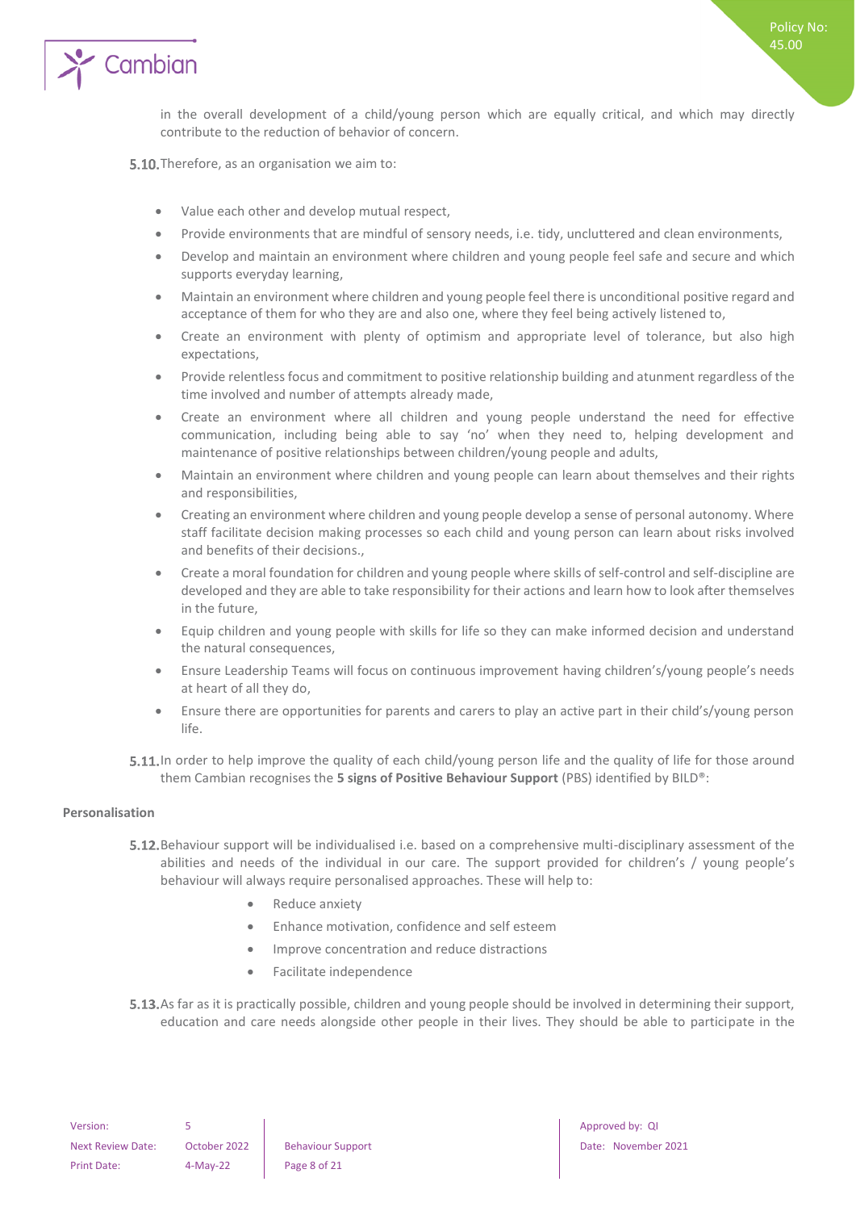in the overall development of a child/young person which are equally critical, and which may directly contribute to the reduction of behavior of concern.

5.10. Therefore, as an organisation we aim to:

- Value each other and develop mutual respect,
- Provide environments that are mindful of sensory needs, i.e. tidy, uncluttered and clean environments,
- Develop and maintain an environment where children and young people feel safe and secure and which supports everyday learning,
- Maintain an environment where children and young people feel there is unconditional positive regard and acceptance of them for who they are and also one, where they feel being actively listened to,
- Create an environment with plenty of optimism and appropriate level of tolerance, but also high expectations,
- Provide relentless focus and commitment to positive relationship building and atunment regardless of the time involved and number of attempts already made,
- Create an environment where all children and young people understand the need for effective communication, including being able to say 'no' when they need to, helping development and maintenance of positive relationships between children/young people and adults,
- Maintain an environment where children and young people can learn about themselves and their rights and responsibilities,
- Creating an environment where children and young people develop a sense of personal autonomy. Where staff facilitate decision making processes so each child and young person can learn about risks involved and benefits of their decisions.,
- Create a moral foundation for children and young people where skills of self-control and self-discipline are developed and they are able to take responsibility for their actions and learn how to look after themselves in the future,
- Equip children and young people with skills for life so they can make informed decision and understand the natural consequences,
- Ensure Leadership Teams will focus on continuous improvement having children's/young people's needs at heart of all they do,
- Ensure there are opportunities for parents and carers to play an active part in their child's/young person life.

5.11. In order to help improve the quality of each child/young person life and the quality of life for those around them Cambian recognises the **5 signs of Positive Behaviour Support** (PBS) identified by BILD®:

**Personalisation**

5.12. Behaviour support will be individualised i.e. based on a comprehensive multi-disciplinary assessment of the abilities and needs of the individual in our care. The support provided for children's / young people's behaviour will always require personalised approaches. These will help to:

- Reduce anxiety
- Enhance motivation, confidence and self esteem
- Improve concentration and reduce distractions
- Facilitate independence

5.13. As far as it is practically possible, children and young people should be involved in determining their support, education and care needs alongside other people in their lives. They should be able to participate in the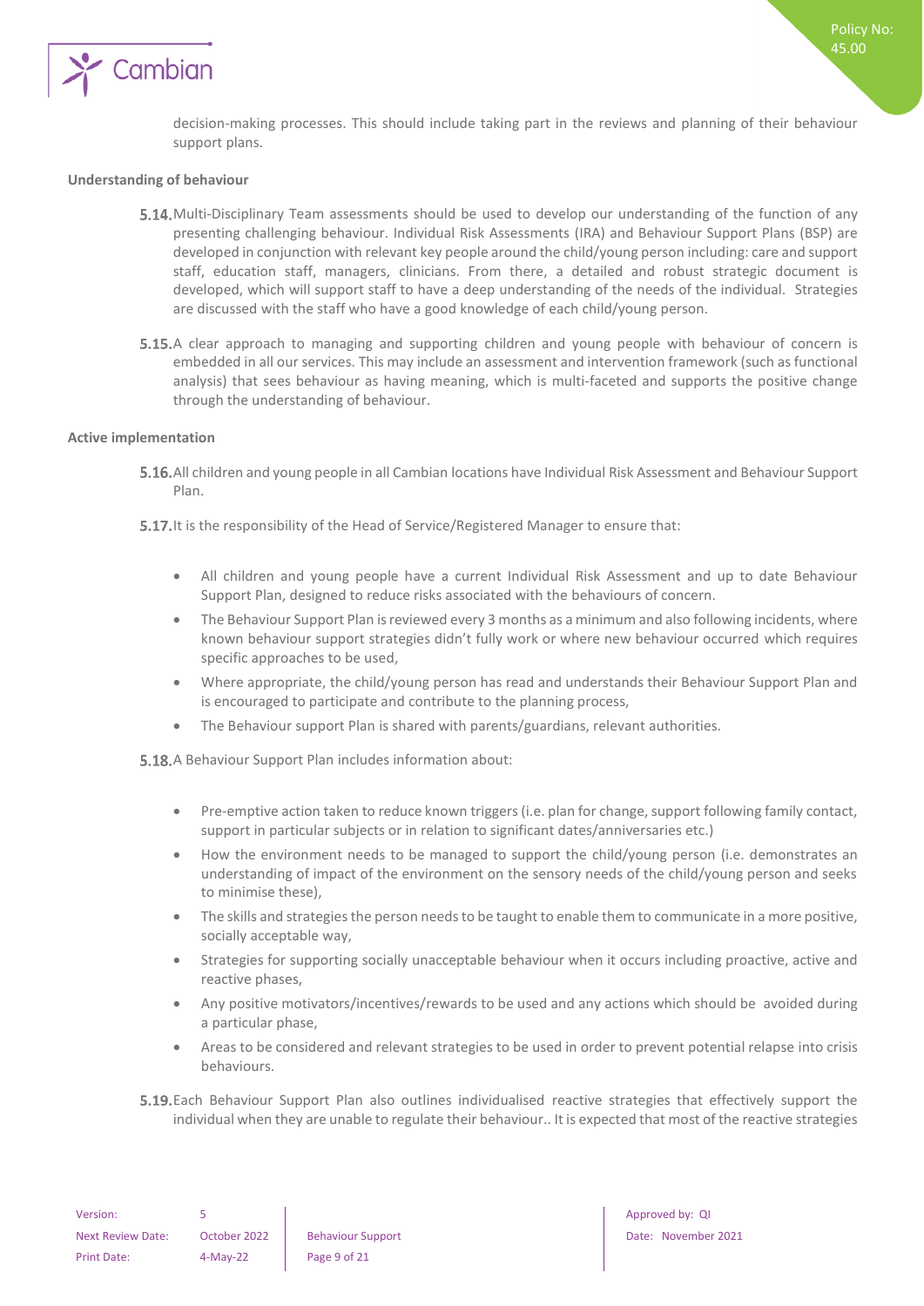decision-making processes. This should include taking part in the reviews and planning of their behaviour support plans.

**Understanding of behaviour**

5.14. Multi-Disciplinary Team assessments should be used to develop our understanding of the function of any presenting challenging behaviour. Individual Risk Assessments (IRA) and Behaviour Support Plans (BSP) are developed in conjunction with relevant key people around the child/young person including: care and support staff, education staff, managers, clinicians. From there, a detailed and robust strategic document is developed, which will support staff to have a deep understanding of the needs of the individual. Strategies are discussed with the staff who have a good knowledge of each child/young person.

5.15. A clear approach to managing and supporting children and young people with behaviour of concern is embedded in all our services. This may include an assessment and intervention framework (such as functional analysis) that sees behaviour as having meaning, which is multi-faceted and supports the positive change through the understanding of behaviour.

**Active implementation**

5.16. All children and young people in all Cambian locations have Individual Risk Assessment and Behaviour Support Plan.

5.17. It is the responsibility of the Head of Service/Registered Manager to ensure that:

- All children and young people have a current Individual Risk Assessment and up to date Behaviour Support Plan, designed to reduce risks associated with the behaviours of concern.
- The Behaviour Support Plan is reviewed every 3 months as a minimum and also following incidents, where known behaviour support strategies didn't fully work or where new behaviour occurred which requires specific approaches to be used,
- Where appropriate, the child/young person has read and understands their Behaviour Support Plan and is encouraged to participate and contribute to the planning process,
- The Behaviour support Plan is shared with parents/guardians, relevant authorities.

5.18. A Behaviour Support Plan includes information about:

- Pre-emptive action taken to reduce known triggers (i.e. plan for change, support following family contact, support in particular subjects or in relation to significant dates/anniversaries etc.)
- How the environment needs to be managed to support the child/young person (i.e. demonstrates an understanding of impact of the environment on the sensory needs of the child/young person and seeks to minimise these),
- The skills and strategies the person needs to be taught to enable them to communicate in a more positive, socially acceptable way,
- Strategies for supporting socially unacceptable behaviour when it occurs including proactive, active and reactive phases,
- Any positive motivators/incentives/rewards to be used and any actions which should be avoided during a particular phase,
- Areas to be considered and relevant strategies to be used in order to prevent potential relapse into crisis behaviours.

5.19. Each Behaviour Support Plan also outlines individualised reactive strategies that effectively support the individual when they are unable to regulate their behaviour.. It is expected that most of the reactive strategies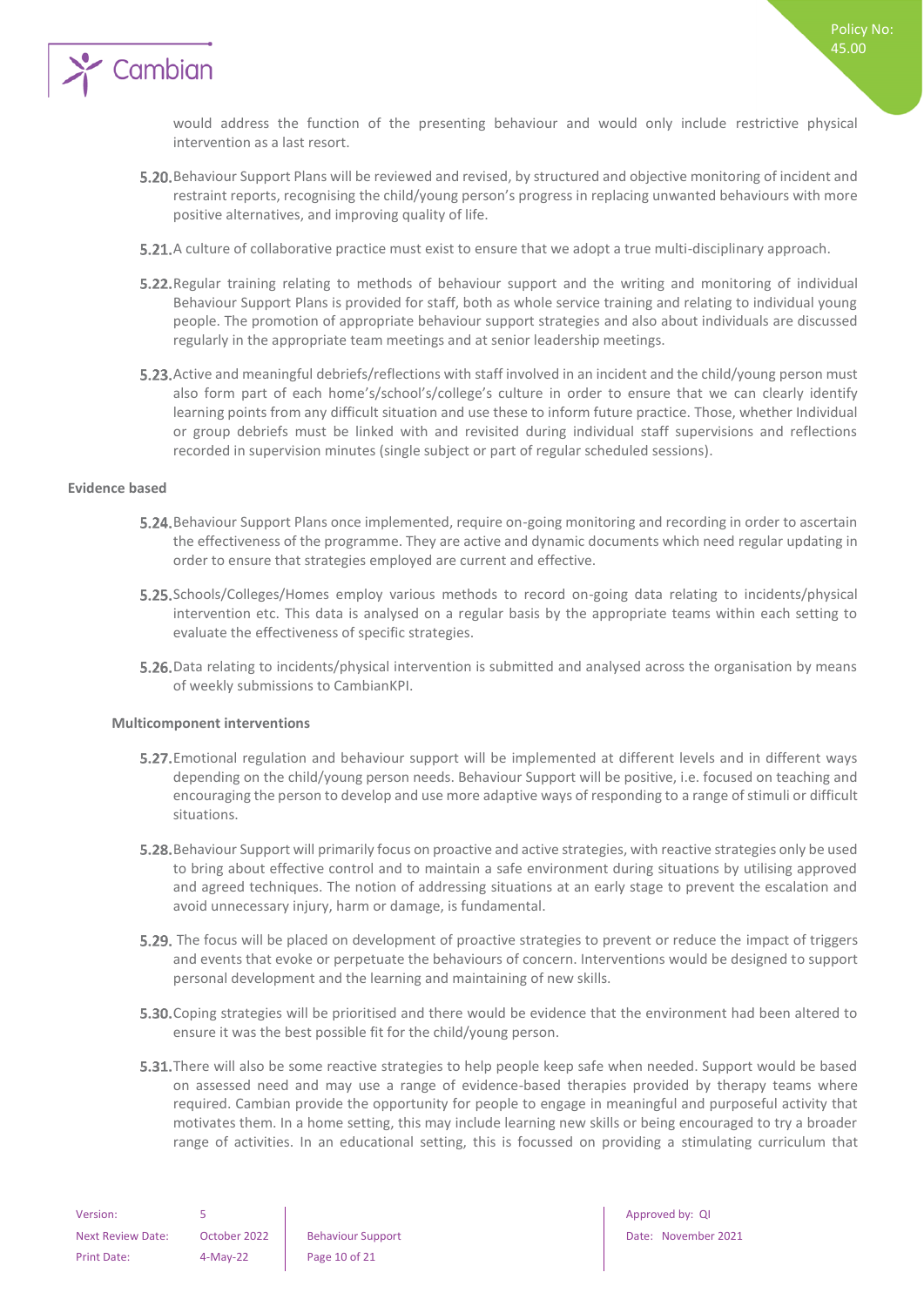would address the function of the presenting behaviour and would only include restrictive physical intervention as a last resort.

**5.20.** Behaviour Support Plans will be reviewed and revised, by structured and objective monitoring of incident and restraint reports, recognising the child/young person's progress in replacing unwanted behaviours with more positive alternatives, and improving quality of life.

**5.21.** A culture of collaborative practice must exist to ensure that we adopt a true multi-disciplinary approach.

**5.22.** Regular training relating to methods of behaviour support and the writing and monitoring of individual Behaviour Support Plans is provided for staff, both as whole service training and relating to individual young people. The promotion of appropriate behaviour support strategies and also about individuals are discussed regularly in the appropriate team meetings and at senior leadership meetings.

**5.23.** Active and meaningful debriefs/reflections with staff involved in an incident and the child/young person must also form part of each home's/school's/college's culture in order to ensure that we can clearly identify learning points from any difficult situation and use these to inform future practice. Those, whether Individual or group debriefs must be linked with and revisited during individual staff supervisions and reflections recorded in supervision minutes (single subject or part of regular scheduled sessions).

**Evidence based**

**5.24.** Behaviour Support Plans once implemented, require on-going monitoring and recording in order to ascertain the effectiveness of the programme. They are active and dynamic documents which need regular updating in order to ensure that strategies employed are current and effective.

**5.25.** Schools/Colleges/Homes employ various methods to record on-going data relating to incidents/physical intervention etc. This data is analysed on a regular basis by the appropriate teams within each setting to evaluate the effectiveness of specific strategies.

**5.26.** Data relating to incidents/physical intervention is submitted and analysed across the organisation by means of weekly submissions to CambianKPI.

**Multicomponent interventions**

**5.27.** Emotional regulation and behaviour support will be implemented at different levels and in different ways depending on the child/young person needs. Behaviour Support will be positive, i.e. focused on teaching and encouraging the person to develop and use more adaptive ways of responding to a range of stimuli or difficult situations.

**5.28.** Behaviour Support will primarily focus on proactive and active strategies, with reactive strategies only be used to bring about effective control and to maintain a safe environment during situations by utilising approved and agreed techniques. The notion of addressing situations at an early stage to prevent the escalation and avoid unnecessary injury, harm or damage, is fundamental.

**5.29.** The focus will be placed on development of proactive strategies to prevent or reduce the impact of triggers and events that evoke or perpetuate the behaviours of concern. Interventions would be designed to support personal development and the learning and maintaining of new skills.

**5.30.** Coping strategies will be prioritised and there would be evidence that the environment had been altered to ensure it was the best possible fit for the child/young person.

**5.31.** There will also be some reactive strategies to help people keep safe when needed. Support would be based on assessed need and may use a range of evidence-based therapies provided by therapy teams where required. Cambian provide the opportunity for people to engage in meaningful and purposeful activity that motivates them. In a home setting, this may include learning new skills or being encouraged to try a broader range of activities. In an educational setting, this is focussed on providing a stimulating curriculum that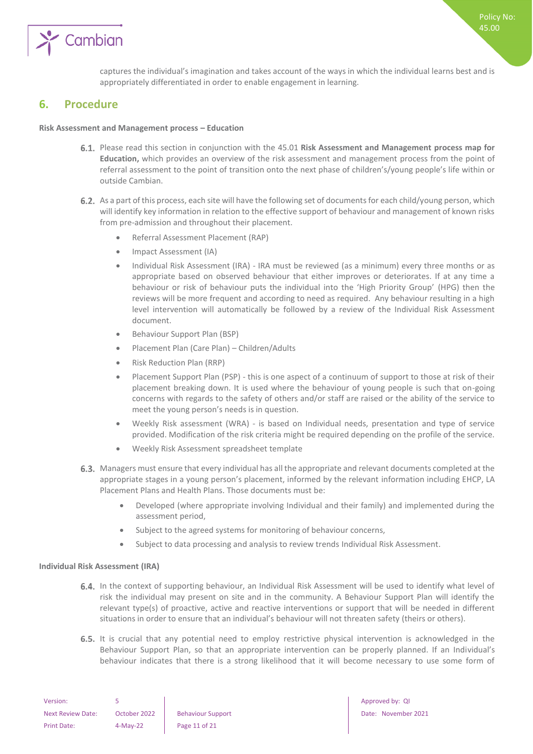captures the individual's imagination and takes account of the ways in which the individual learns best and is appropriately differentiated in order to enable engagement in learning.

## 6. Procedure

**Risk Assessment and Management process – Education**

6.1. Please read this section in conjunction with the 45.01 **Risk Assessment and Management process map for Education,** which provides an overview of the risk assessment and management process from the point of referral assessment to the point of transition onto the next phase of children's/young people's life within or outside Cambian.

6.2. As a part of this process, each site will have the following set of documents for each child/young person, which will identify key information in relation to the effective support of behaviour and management of known risks from pre-admission and throughout their placement.

- Referral Assessment Placement (RAP)
- Impact Assessment (IA)
- Individual Risk Assessment (IRA) - IRA must be reviewed (as a minimum) every three months or as appropriate based on observed behaviour that either improves or deteriorates. If at any time a behaviour or risk of behaviour puts the individual into the 'High Priority Group' (HPG) then the reviews will be more frequent and according to need as required. Any behaviour resulting in a high level intervention will automatically be followed by a review of the Individual Risk Assessment document.
- Behaviour Support Plan (BSP)
- Placement Plan (Care Plan) – Children/Adults
- Risk Reduction Plan (RRP)
- Placement Support Plan (PSP) - this is one aspect of a continuum of support to those at risk of their placement breaking down. It is used where the behaviour of young people is such that on-going concerns with regards to the safety of others and/or staff are raised or the ability of the service to meet the young person's needs is in question.
- Weekly Risk assessment (WRA) - is based on Individual needs, presentation and type of service provided. Modification of the risk criteria might be required depending on the profile of the service.
- Weekly Risk Assessment spreadsheet template

6.3. Managers must ensure that every individual has all the appropriate and relevant documents completed at the appropriate stages in a young person's placement, informed by the relevant information including EHCP, LA Placement Plans and Health Plans. Those documents must be:

- Developed (where appropriate involving Individual and their family) and implemented during the assessment period,
- Subject to the agreed systems for monitoring of behaviour concerns,
- Subject to data processing and analysis to review trends Individual Risk Assessment.

**Individual Risk Assessment (IRA)**

6.4. In the context of supporting behaviour, an Individual Risk Assessment will be used to identify what level of risk the individual may present on site and in the community. A Behaviour Support Plan will identify the relevant type(s) of proactive, active and reactive interventions or support that will be needed in different situations in order to ensure that an individual's behaviour will not threaten safety (theirs or others).

6.5. It is crucial that any potential need to employ restrictive physical intervention is acknowledged in the Behaviour Support Plan, so that an appropriate intervention can be properly planned. If an Individual's behaviour indicates that there is a strong likelihood that it will become necessary to use some form of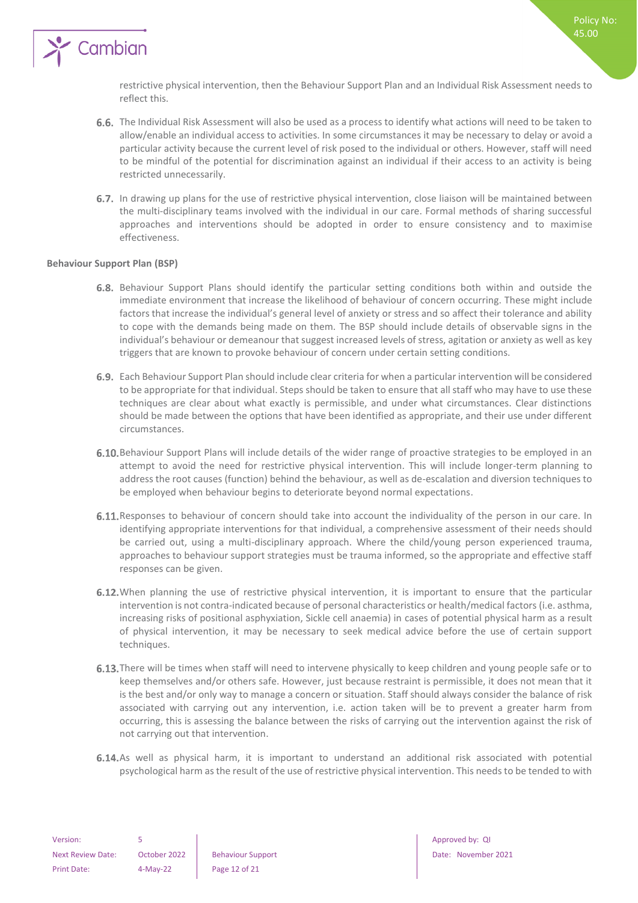restrictive physical intervention, then the Behaviour Support Plan and an Individual Risk Assessment needs to reflect this.

6.6. The Individual Risk Assessment will also be used as a process to identify what actions will need to be taken to allow/enable an individual access to activities. In some circumstances it may be necessary to delay or avoid a particular activity because the current level of risk posed to the individual or others. However, staff will need to be mindful of the potential for discrimination against an individual if their access to an activity is being restricted unnecessarily.

6.7. In drawing up plans for the use of restrictive physical intervention, close liaison will be maintained between the multi-disciplinary teams involved with the individual in our care. Formal methods of sharing successful approaches and interventions should be adopted in order to ensure consistency and to maximise effectiveness.

**Behaviour Support Plan (BSP)**

6.8. Behaviour Support Plans should identify the particular setting conditions both within and outside the immediate environment that increase the likelihood of behaviour of concern occurring. These might include factors that increase the individual's general level of anxiety or stress and so affect their tolerance and ability to cope with the demands being made on them. The BSP should include details of observable signs in the individual's behaviour or demeanour that suggest increased levels of stress, agitation or anxiety as well as key triggers that are known to provoke behaviour of concern under certain setting conditions.

6.9. Each Behaviour Support Plan should include clear criteria for when a particular intervention will be considered to be appropriate for that individual. Steps should be taken to ensure that all staff who may have to use these techniques are clear about what exactly is permissible, and under what circumstances. Clear distinctions should be made between the options that have been identified as appropriate, and their use under different circumstances.

6.10. Behaviour Support Plans will include details of the wider range of proactive strategies to be employed in an attempt to avoid the need for restrictive physical intervention. This will include longer-term planning to address the root causes (function) behind the behaviour, as well as de-escalation and diversion techniques to be employed when behaviour begins to deteriorate beyond normal expectations.

6.11. Responses to behaviour of concern should take into account the individuality of the person in our care. In identifying appropriate interventions for that individual, a comprehensive assessment of their needs should be carried out, using a multi-disciplinary approach. Where the child/young person experienced trauma, approaches to behaviour support strategies must be trauma informed, so the appropriate and effective staff responses can be given.

6.12. When planning the use of restrictive physical intervention, it is important to ensure that the particular intervention is not contra-indicated because of personal characteristics or health/medical factors (i.e. asthma, increasing risks of positional asphyxiation, Sickle cell anaemia) in cases of potential physical harm as a result of physical intervention, it may be necessary to seek medical advice before the use of certain support techniques.

6.13. There will be times when staff will need to intervene physically to keep children and young people safe or to keep themselves and/or others safe. However, just because restraint is permissible, it does not mean that it is the best and/or only way to manage a concern or situation. Staff should always consider the balance of risk associated with carrying out any intervention, i.e. action taken will be to prevent a greater harm from occurring, this is assessing the balance between the risks of carrying out the intervention against the risk of not carrying out that intervention.

6.14. As well as physical harm, it is important to understand an additional risk associated with potential psychological harm as the result of the use of restrictive physical intervention. This needs to be tended to with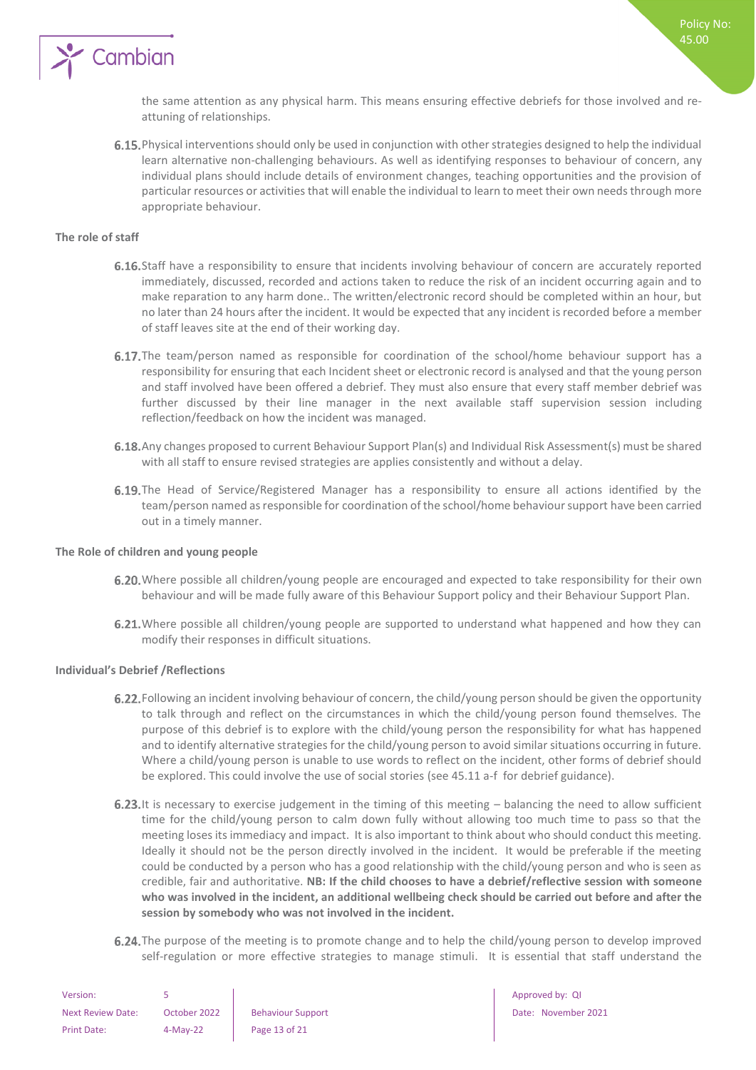the same attention as any physical harm. This means ensuring effective debriefs for those involved and re-attuning of relationships.

6.15. Physical interventions should only be used in conjunction with other strategies designed to help the individual learn alternative non-challenging behaviours. As well as identifying responses to behaviour of concern, any individual plans should include details of environment changes, teaching opportunities and the provision of particular resources or activities that will enable the individual to learn to meet their own needs through more appropriate behaviour.

**The role of staff**

6.16. Staff have a responsibility to ensure that incidents involving behaviour of concern are accurately reported immediately, discussed, recorded and actions taken to reduce the risk of an incident occurring again and to make reparation to any harm done.. The written/electronic record should be completed within an hour, but no later than 24 hours after the incident. It would be expected that any incident is recorded before a member of staff leaves site at the end of their working day.

6.17. The team/person named as responsible for coordination of the school/home behaviour support has a responsibility for ensuring that each Incident sheet or electronic record is analysed and that the young person and staff involved have been offered a debrief. They must also ensure that every staff member debrief was further discussed by their line manager in the next available staff supervision session including reflection/feedback on how the incident was managed.

6.18. Any changes proposed to current Behaviour Support Plan(s) and Individual Risk Assessment(s) must be shared with all staff to ensure revised strategies are applies consistently and without a delay.

6.19. The Head of Service/Registered Manager has a responsibility to ensure all actions identified by the team/person named as responsible for coordination of the school/home behaviour support have been carried out in a timely manner.

**The Role of children and young people**

6.20. Where possible all children/young people are encouraged and expected to take responsibility for their own behaviour and will be made fully aware of this Behaviour Support policy and their Behaviour Support Plan.

6.21. Where possible all children/young people are supported to understand what happened and how they can modify their responses in difficult situations.

**Individual's Debrief /Reflections**

6.22. Following an incident involving behaviour of concern, the child/young person should be given the opportunity to talk through and reflect on the circumstances in which the child/young person found themselves. The purpose of this debrief is to explore with the child/young person the responsibility for what has happened and to identify alternative strategies for the child/young person to avoid similar situations occurring in future. Where a child/young person is unable to use words to reflect on the incident, other forms of debrief should be explored. This could involve the use of social stories (see 45.11 a-f for debrief guidance).

6.23. It is necessary to exercise judgement in the timing of this meeting – balancing the need to allow sufficient time for the child/young person to calm down fully without allowing too much time to pass so that the meeting loses its immediacy and impact. It is also important to think about who should conduct this meeting. Ideally it should not be the person directly involved in the incident. It would be preferable if the meeting could be conducted by a person who has a good relationship with the child/young person and who is seen as credible, fair and authoritative. **NB: If the child chooses to have a debrief/reflective session with someone who was involved in the incident, an additional wellbeing check should be carried out before and after the session by somebody who was not involved in the incident.**

6.24. The purpose of the meeting is to promote change and to help the child/young person to develop improved self-regulation or more effective strategies to manage stimuli. It is essential that staff understand the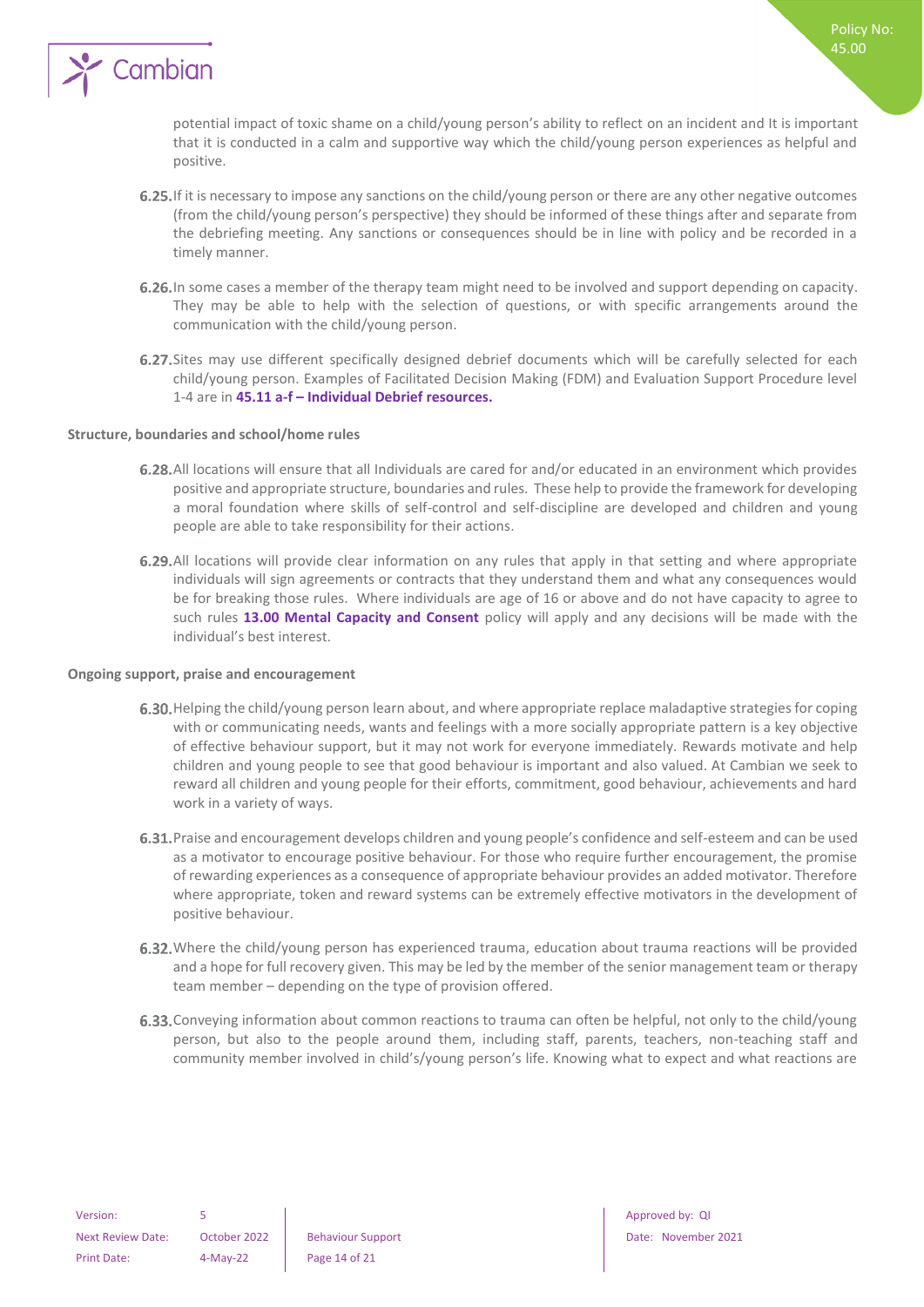potential impact of toxic shame on a child/young person's ability to reflect on an incident and It is important that it is conducted in a calm and supportive way which the child/young person experiences as helpful and positive.

**6.25.** If it is necessary to impose any sanctions on the child/young person or there are any other negative outcomes (from the child/young person's perspective) they should be informed of these things after and separate from the debriefing meeting. Any sanctions or consequences should be in line with policy and be recorded in a timely manner.

**6.26.** In some cases a member of the therapy team might need to be involved and support depending on capacity. They may be able to help with the selection of questions, or with specific arrangements around the communication with the child/young person.

**6.27.** Sites may use different specifically designed debrief documents which will be carefully selected for each child/young person. Examples of Facilitated Decision Making (FDM) and Evaluation Support Procedure level 1-4 are in **45.11 a-f – Individual Debrief resources.**

**Structure, boundaries and school/home rules**

**6.28.** All locations will ensure that all Individuals are cared for and/or educated in an environment which provides positive and appropriate structure, boundaries and rules. These help to provide the framework for developing a moral foundation where skills of self-control and self-discipline are developed and children and young people are able to take responsibility for their actions.

**6.29.** All locations will provide clear information on any rules that apply in that setting and where appropriate individuals will sign agreements or contracts that they understand them and what any consequences would be for breaking those rules. Where individuals are age of 16 or above and do not have capacity to agree to such rules **13.00 Mental Capacity and Consent** policy will apply and any decisions will be made with the individual's best interest.

**Ongoing support, praise and encouragement**

**6.30.** Helping the child/young person learn about, and where appropriate replace maladaptive strategies for coping with or communicating needs, wants and feelings with a more socially appropriate pattern is a key objective of effective behaviour support, but it may not work for everyone immediately. Rewards motivate and help children and young people to see that good behaviour is important and also valued. At Cambian we seek to reward all children and young people for their efforts, commitment, good behaviour, achievements and hard work in a variety of ways.

**6.31.** Praise and encouragement develops children and young people's confidence and self-esteem and can be used as a motivator to encourage positive behaviour. For those who require further encouragement, the promise of rewarding experiences as a consequence of appropriate behaviour provides an added motivator. Therefore where appropriate, token and reward systems can be extremely effective motivators in the development of positive behaviour.

**6.32.** Where the child/young person has experienced trauma, education about trauma reactions will be provided and a hope for full recovery given. This may be led by the member of the senior management team or therapy team member – depending on the type of provision offered.

**6.33.** Conveying information about common reactions to trauma can often be helpful, not only to the child/young person, but also to the people around them, including staff, parents, teachers, non-teaching staff and community member involved in child's/young person's life. Knowing what to expect and what reactions are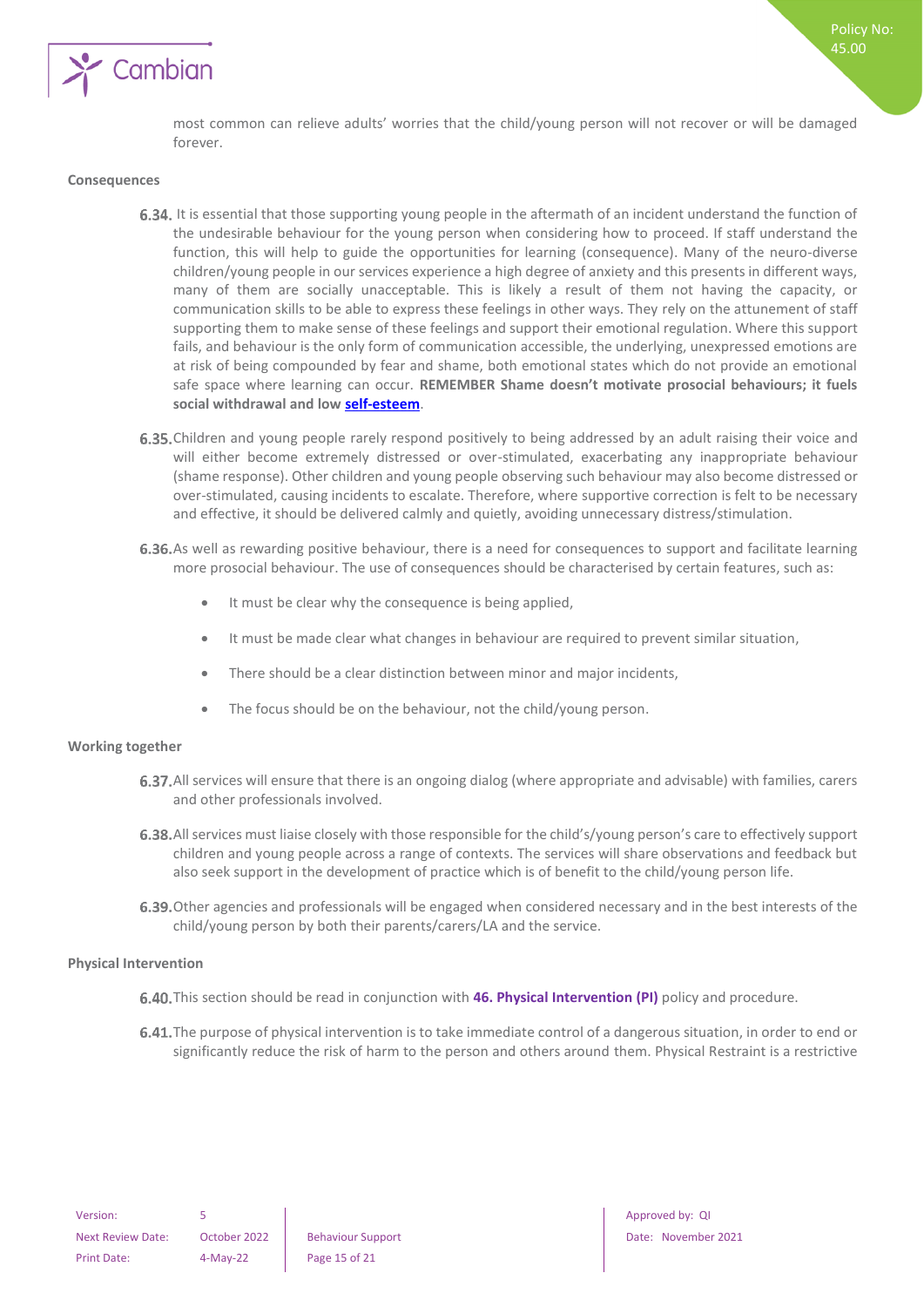most common can relieve adults' worries that the child/young person will not recover or will be damaged forever.

**Consequences**

6.34. It is essential that those supporting young people in the aftermath of an incident understand the function of the undesirable behaviour for the young person when considering how to proceed. If staff understand the function, this will help to guide the opportunities for learning (consequence). Many of the neuro-diverse children/young people in our services experience a high degree of anxiety and this presents in different ways, many of them are socially unacceptable. This is likely a result of them not having the capacity, or communication skills to be able to express these feelings in other ways. They rely on the attunement of staff supporting them to make sense of these feelings and support their emotional regulation. Where this support fails, and behaviour is the only form of communication accessible, the underlying, unexpressed emotions are at risk of being compounded by fear and shame, both emotional states which do not provide an emotional safe space where learning can occur. **REMEMBER Shame doesn't motivate prosocial behaviours; it fuels social withdrawal and low self-esteem**.

6.35. Children and young people rarely respond positively to being addressed by an adult raising their voice and will either become extremely distressed or over-stimulated, exacerbating any inappropriate behaviour (shame response). Other children and young people observing such behaviour may also become distressed or over-stimulated, causing incidents to escalate. Therefore, where supportive correction is felt to be necessary and effective, it should be delivered calmly and quietly, avoiding unnecessary distress/stimulation.

6.36. As well as rewarding positive behaviour, there is a need for consequences to support and facilitate learning more prosocial behaviour. The use of consequences should be characterised by certain features, such as:

- It must be clear why the consequence is being applied,
- It must be made clear what changes in behaviour are required to prevent similar situation,
- There should be a clear distinction between minor and major incidents,
- The focus should be on the behaviour, not the child/young person.

**Working together**

6.37. All services will ensure that there is an ongoing dialog (where appropriate and advisable) with families, carers and other professionals involved.

6.38. All services must liaise closely with those responsible for the child's/young person's care to effectively support children and young people across a range of contexts. The services will share observations and feedback but also seek support in the development of practice which is of benefit to the child/young person life.

6.39. Other agencies and professionals will be engaged when considered necessary and in the best interests of the child/young person by both their parents/carers/LA and the service.

**Physical Intervention**

6.40. This section should be read in conjunction with **46. Physical Intervention (PI)** policy and procedure.

6.41. The purpose of physical intervention is to take immediate control of a dangerous situation, in order to end or significantly reduce the risk of harm to the person and others around them. Physical Restraint is a restrictive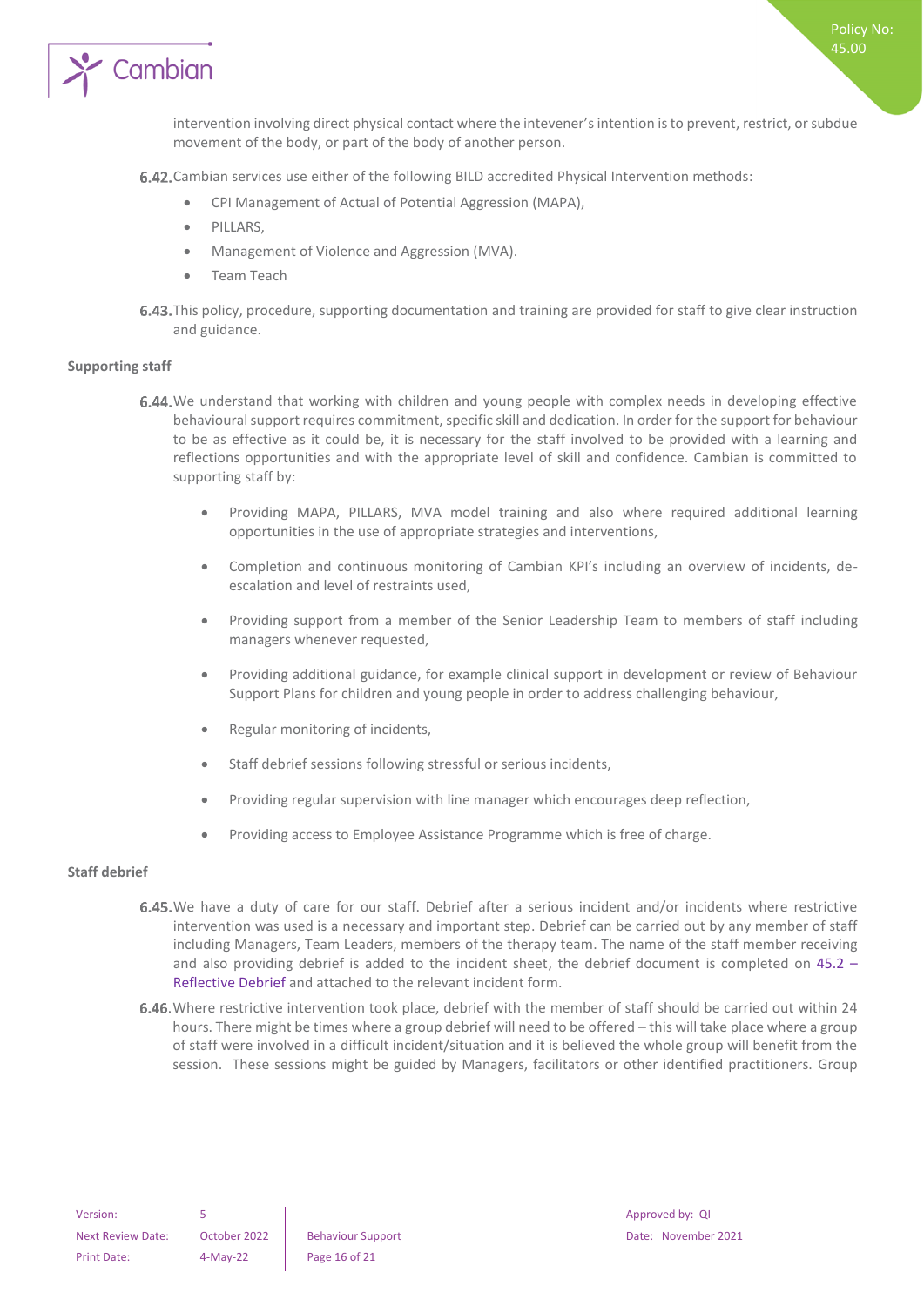intervention involving direct physical contact where the intevener's intention is to prevent, restrict, or subdue movement of the body, or part of the body of another person.

**6.42.** Cambian services use either of the following BILD accredited Physical Intervention methods:

- CPI Management of Actual of Potential Aggression (MAPA),
- PILLARS,
- Management of Violence and Aggression (MVA).
- Team Teach

**6.43.** This policy, procedure, supporting documentation and training are provided for staff to give clear instruction and guidance.

**Supporting staff**

**6.44.** We understand that working with children and young people with complex needs in developing effective behavioural support requires commitment, specific skill and dedication. In order for the support for behaviour to be as effective as it could be, it is necessary for the staff involved to be provided with a learning and reflections opportunities and with the appropriate level of skill and confidence. Cambian is committed to supporting staff by:

- Providing MAPA, PILLARS, MVA model training and also where required additional learning opportunities in the use of appropriate strategies and interventions,
- Completion and continuous monitoring of Cambian KPI's including an overview of incidents, de-escalation and level of restraints used,
- Providing support from a member of the Senior Leadership Team to members of staff including managers whenever requested,
- Providing additional guidance, for example clinical support in development or review of Behaviour Support Plans for children and young people in order to address challenging behaviour,
- Regular monitoring of incidents,
- Staff debrief sessions following stressful or serious incidents,
- Providing regular supervision with line manager which encourages deep reflection,
- Providing access to Employee Assistance Programme which is free of charge.

**Staff debrief**

**6.45.** We have a duty of care for our staff. Debrief after a serious incident and/or incidents where restrictive intervention was used is a necessary and important step. Debrief can be carried out by any member of staff including Managers, Team Leaders, members of the therapy team. The name of the staff member receiving and also providing debrief is added to the incident sheet, the debrief document is completed on 45.2 – Reflective Debrief and attached to the relevant incident form.

**6.46.** Where restrictive intervention took place, debrief with the member of staff should be carried out within 24 hours. There might be times where a group debrief will need to be offered – this will take place where a group of staff were involved in a difficult incident/situation and it is believed the whole group will benefit from the session. These sessions might be guided by Managers, facilitators or other identified practitioners. Group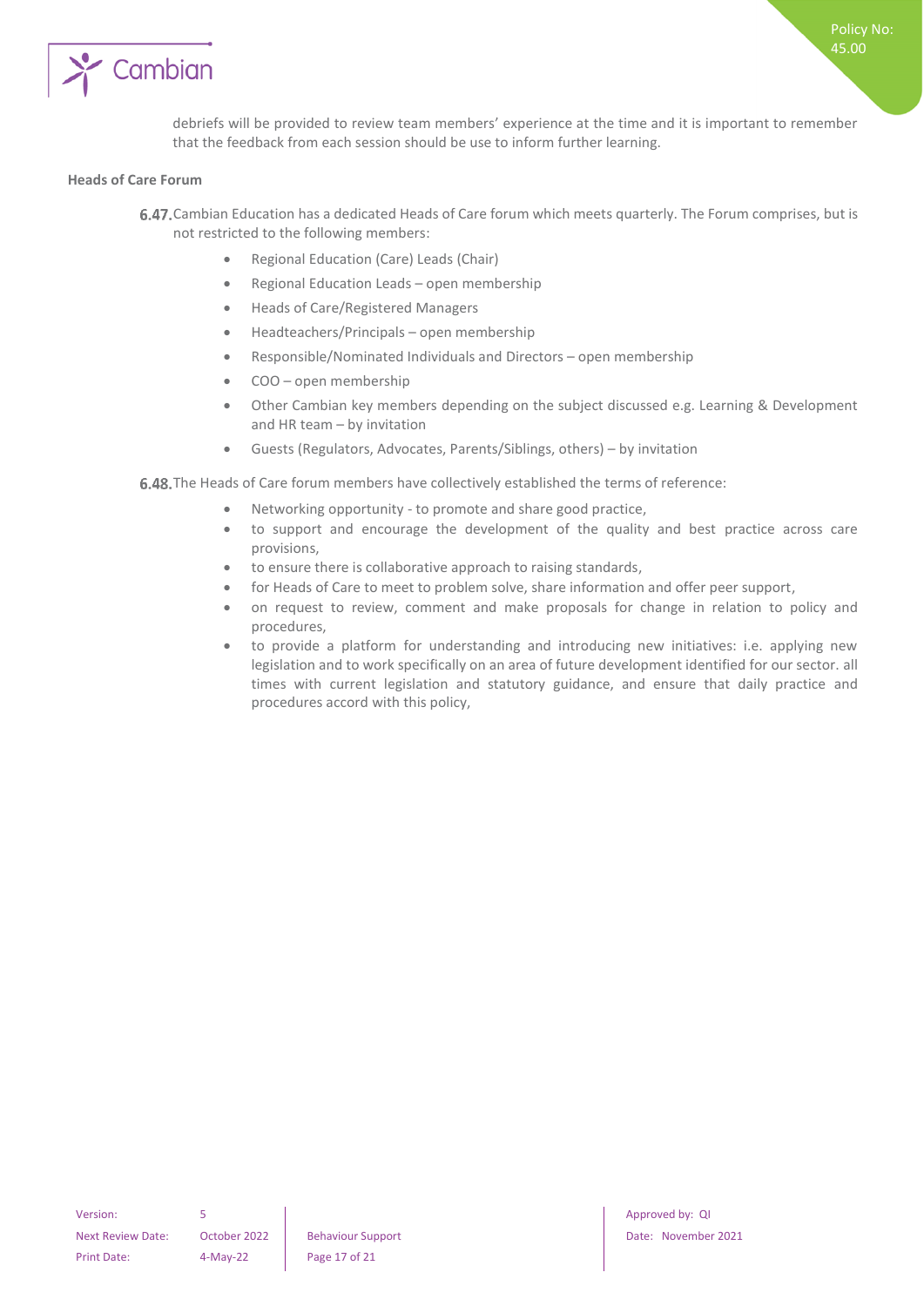debriefs will be provided to review team members' experience at the time and it is important to remember that the feedback from each session should be use to inform further learning.

**Heads of Care Forum**

**6.47.** Cambian Education has a dedicated Heads of Care forum which meets quarterly. The Forum comprises, but is not restricted to the following members:

- Regional Education (Care) Leads (Chair)
- Regional Education Leads – open membership
- Heads of Care/Registered Managers
- Headteachers/Principals – open membership
- Responsible/Nominated Individuals and Directors – open membership
- COO – open membership
- Other Cambian key members depending on the subject discussed e.g. Learning & Development and HR team – by invitation
- Guests (Regulators, Advocates, Parents/Siblings, others) – by invitation

**6.48.** The Heads of Care forum members have collectively established the terms of reference:

- Networking opportunity - to promote and share good practice,
- to support and encourage the development of the quality and best practice across care provisions,
- to ensure there is collaborative approach to raising standards,
- for Heads of Care to meet to problem solve, share information and offer peer support,
- on request to review, comment and make proposals for change in relation to policy and procedures,
- to provide a platform for understanding and introducing new initiatives: i.e. applying new legislation and to work specifically on an area of future development identified for our sector. all times with current legislation and statutory guidance, and ensure that daily practice and procedures accord with this policy,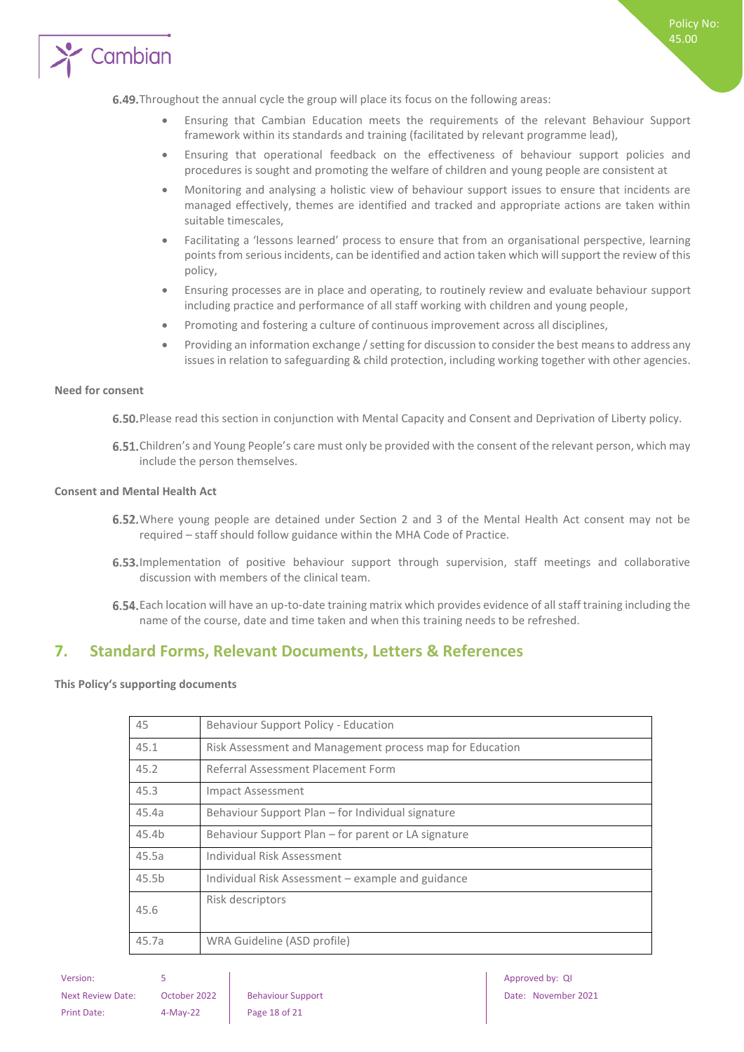6.49. Throughout the annual cycle the group will place its focus on the following areas:

- Ensuring that Cambian Education meets the requirements of the relevant Behaviour Support framework within its standards and training (facilitated by relevant programme lead),
- Ensuring that operational feedback on the effectiveness of behaviour support policies and procedures is sought and promoting the welfare of children and young people are consistent at
- Monitoring and analysing a holistic view of behaviour support issues to ensure that incidents are managed effectively, themes are identified and tracked and appropriate actions are taken within suitable timescales,
- Facilitating a 'lessons learned' process to ensure that from an organisational perspective, learning points from serious incidents, can be identified and action taken which will support the review of this policy,
- Ensuring processes are in place and operating, to routinely review and evaluate behaviour support including practice and performance of all staff working with children and young people,
- Promoting and fostering a culture of continuous improvement across all disciplines,
- Providing an information exchange / setting for discussion to consider the best means to address any issues in relation to safeguarding & child protection, including working together with other agencies.

**Need for consent**

6.50. Please read this section in conjunction with Mental Capacity and Consent and Deprivation of Liberty policy.

6.51. Children's and Young People's care must only be provided with the consent of the relevant person, which may include the person themselves.

**Consent and Mental Health Act**

6.52. Where young people are detained under Section 2 and 3 of the Mental Health Act consent may not be required – staff should follow guidance within the MHA Code of Practice.

6.53. Implementation of positive behaviour support through supervision, staff meetings and collaborative discussion with members of the clinical team.

6.54. Each location will have an up-to-date training matrix which provides evidence of all staff training including the name of the course, date and time taken and when this training needs to be refreshed.

## 7. Standard Forms, Relevant Documents, Letters & References

**This Policy's supporting documents**

| 45 | Behaviour Support Policy - Education |
|---|---|
| 45.1 | Risk Assessment and Management process map for Education |
| 45.2 | Referral Assessment Placement Form |
| 45.3 | Impact Assessment |
| 45.4a | Behaviour Support Plan – for Individual signature |
| 45.4b | Behaviour Support Plan – for parent or LA signature |
| 45.5a | Individual Risk Assessment |
| 45.5b | Individual Risk Assessment – example and guidance |
| 45.6 | Risk descriptors |
| 45.7a | WRA Guideline (ASD profile) |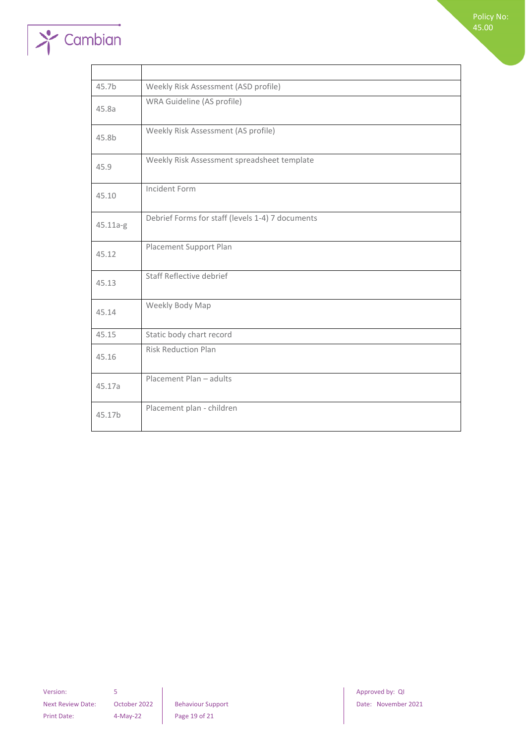| | |
|---|---|
| 45.7b | Weekly Risk Assessment (ASD profile) |
| 45.8a | WRA Guideline (AS profile) |
| 45.8b | Weekly Risk Assessment (AS profile) |
| 45.9 | Weekly Risk Assessment spreadsheet template |
| 45.10 | Incident Form |
| 45.11a-g | Debrief Forms for staff (levels 1-4) 7 documents |
| 45.12 | Placement Support Plan |
| 45.13 | Staff Reflective debrief |
| 45.14 | Weekly Body Map |
| 45.15 | Static body chart record |
| 45.16 | Risk Reduction Plan |
| 45.17a | Placement Plan – adults |
| 45.17b | Placement plan - children |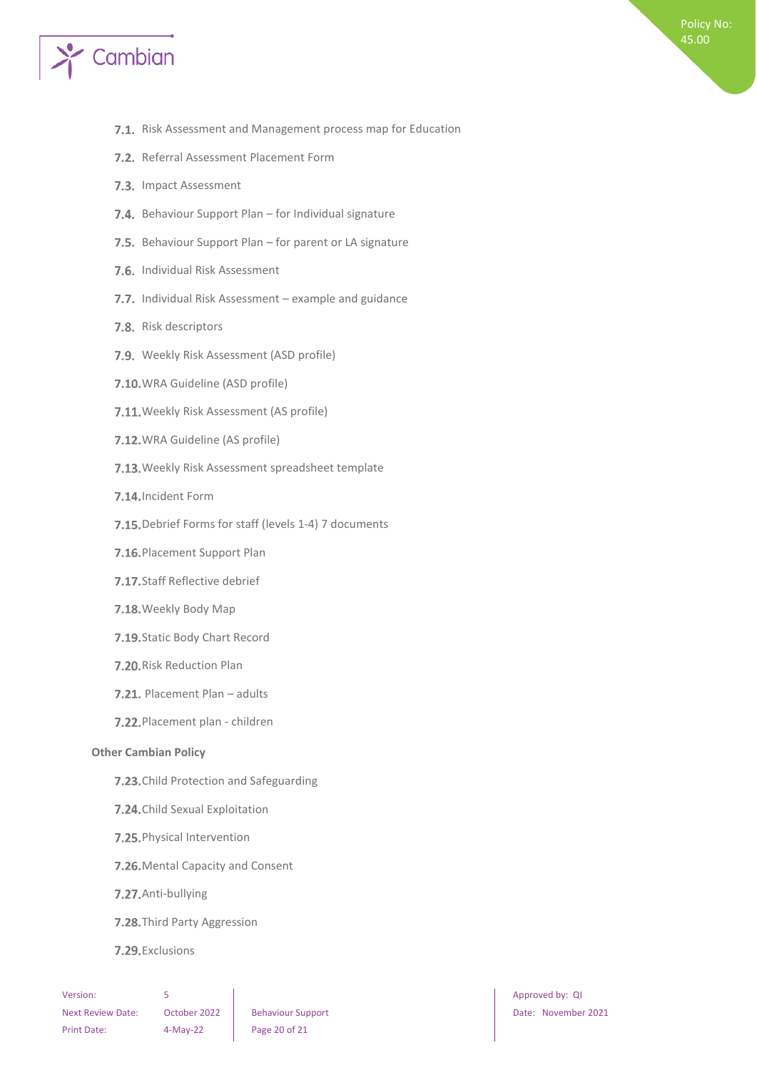7.1. Risk Assessment and Management process map for Education

7.2. Referral Assessment Placement Form

7.3. Impact Assessment

7.4. Behaviour Support Plan – for Individual signature

7.5. Behaviour Support Plan – for parent or LA signature

7.6. Individual Risk Assessment

7.7. Individual Risk Assessment – example and guidance

7.8. Risk descriptors

7.9. Weekly Risk Assessment (ASD profile)

7.10. WRA Guideline (ASD profile)

7.11. Weekly Risk Assessment (AS profile)

7.12. WRA Guideline (AS profile)

7.13. Weekly Risk Assessment spreadsheet template

7.14. Incident Form

7.15. Debrief Forms for staff (levels 1-4) 7 documents

7.16. Placement Support Plan

7.17. Staff Reflective debrief

7.18. Weekly Body Map

7.19. Static Body Chart Record

7.20. Risk Reduction Plan

7.21. Placement Plan – adults

7.22. Placement plan - children

**Other Cambian Policy**

7.23. Child Protection and Safeguarding

7.24. Child Sexual Exploitation

7.25. Physical Intervention

7.26. Mental Capacity and Consent

7.27. Anti-bullying

7.28. Third Party Aggression

7.29. Exclusions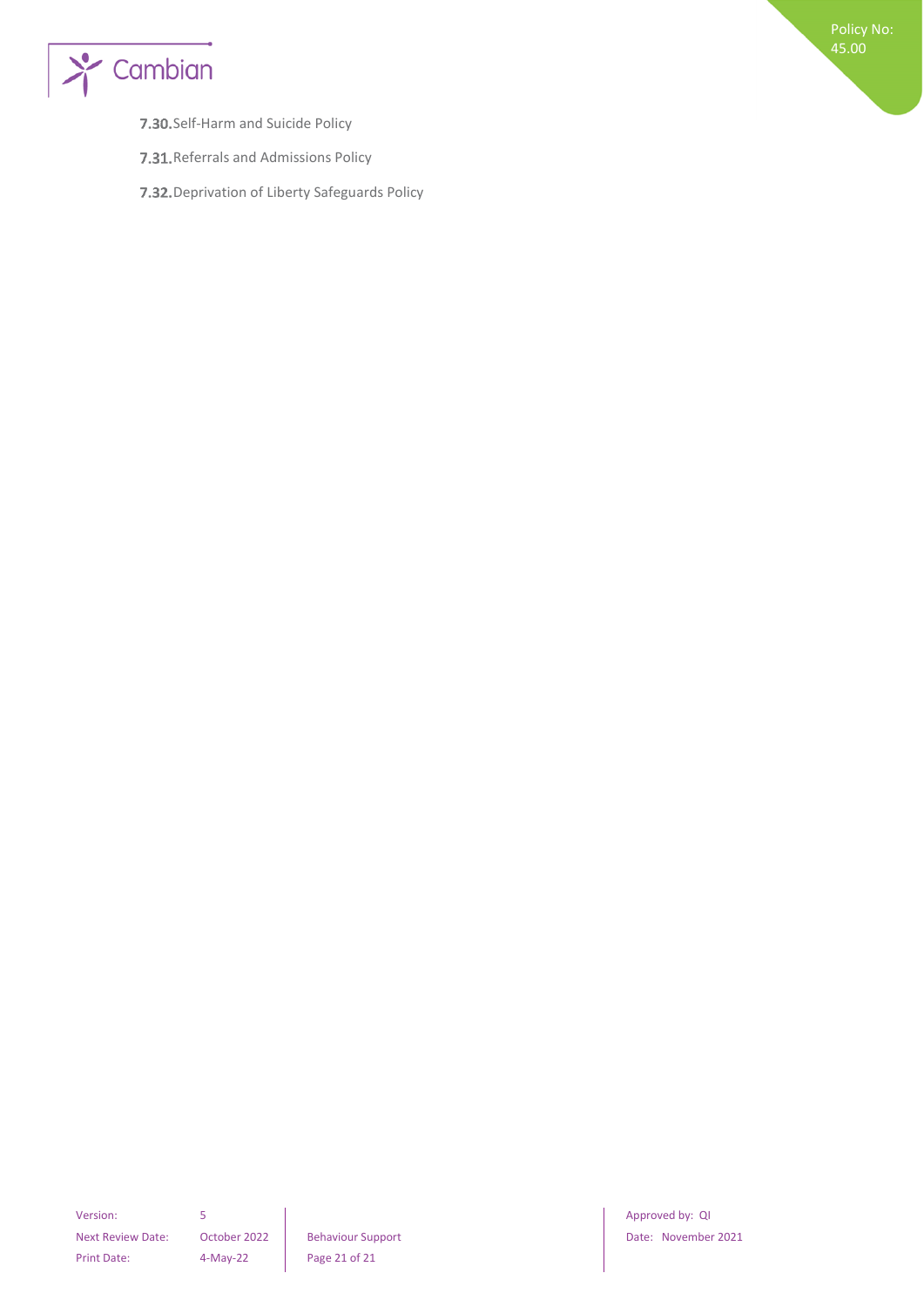7.30. Self-Harm and Suicide Policy

7.31. Referrals and Admissions Policy

7.32. Deprivation of Liberty Safeguards Policy